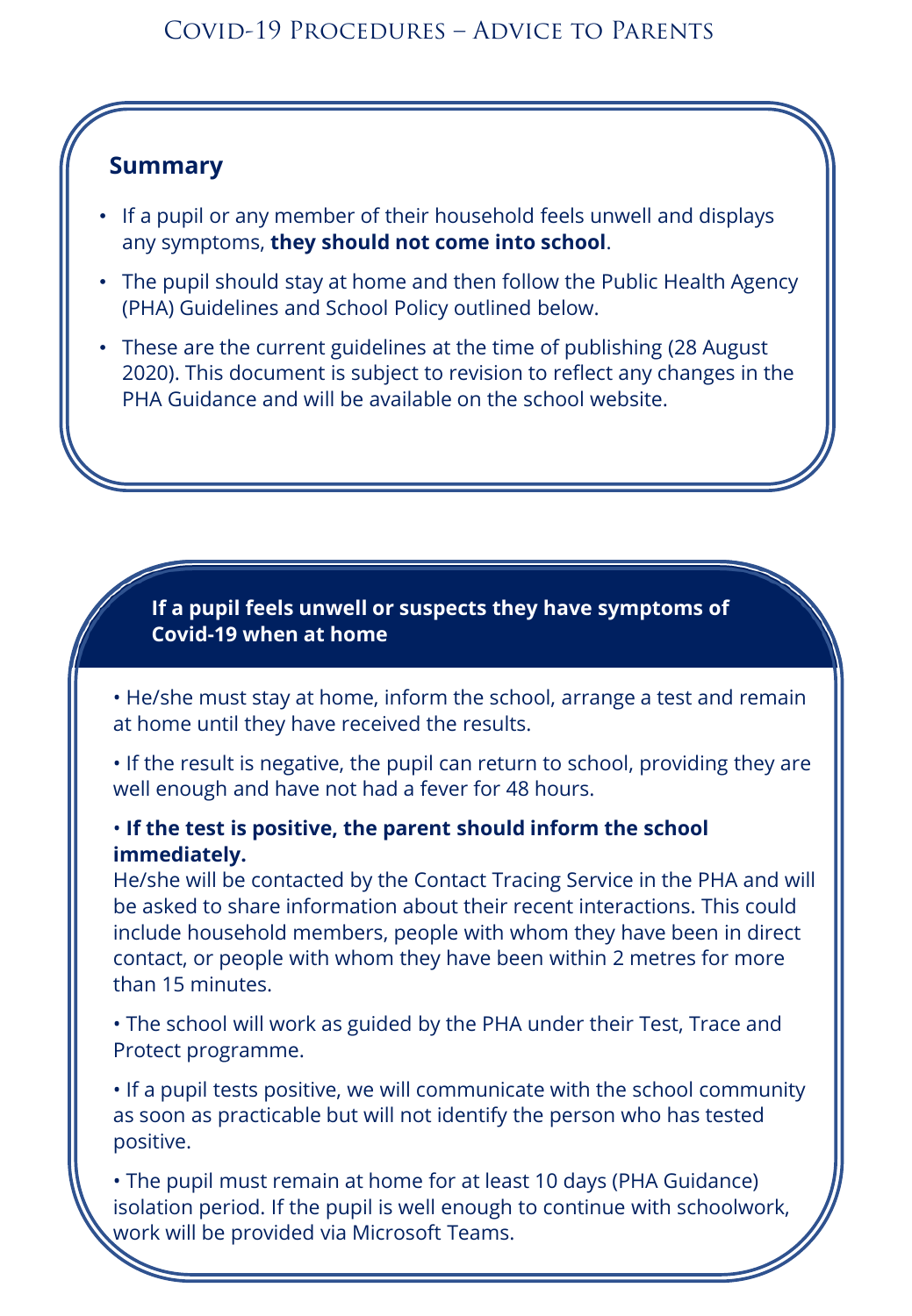# Covid-19 Procedures – Advice to Parents

## Summary

- If a pupil or any member of their household feels unwell and displays any symptoms, **they should not come into school**.
- The pupil should stay at home and then follow the Public Health Agency (PHA) Guidelines and School Policy outlined below.
- These are the current guidelines at the time of publishing (28 August 2020). This document is subject to revision to reflect any changes in the PHA Guidance and will be available on the school website.

## If a pupil feels unwell or suspects they have symptoms of Covid-19 when at home

- He/she must stay at home, inform the school, arrange a test and remain at home until they have received the results.
- If the result is negative, the pupil can return to school, providing they are well enough and have not had a fever for 48 hours.
- **If the test is positive, the parent should inform the school immediately.**
  He/she will be contacted by the Contact Tracing Service in the PHA and will be asked to share information about their recent interactions. This could include household members, people with whom they have been in direct contact, or people with whom they have been within 2 metres for more than 15 minutes.
- The school will work as guided by the PHA under their Test, Trace and Protect programme.
- If a pupil tests positive, we will communicate with the school community as soon as practicable but will not identify the person who has tested positive.
- The pupil must remain at home for at least 10 days (PHA Guidance) isolation period. If the pupil is well enough to continue with schoolwork, work will be provided via Microsoft Teams.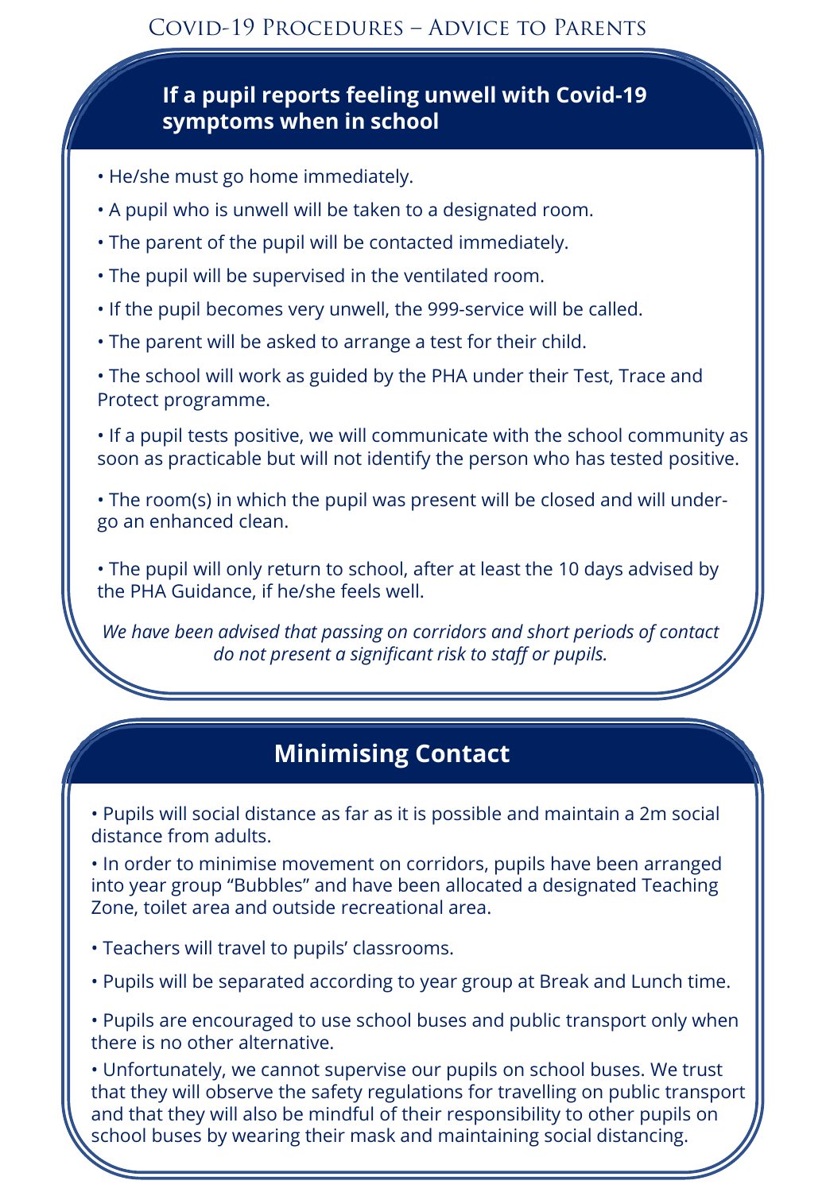# Covid-19 Procedures – Advice to Parents

## If a pupil reports feeling unwell with Covid-19 symptoms when in school

- He/she must go home immediately.
- A pupil who is unwell will be taken to a designated room.
- The parent of the pupil will be contacted immediately.
- The pupil will be supervised in the ventilated room.
- If the pupil becomes very unwell, the 999-service will be called.
- The parent will be asked to arrange a test for their child.
- The school will work as guided by the PHA under their Test, Trace and Protect programme.
- If a pupil tests positive, we will communicate with the school community as soon as practicable but will not identify the person who has tested positive.
- The room(s) in which the pupil was present will be closed and will undergo an enhanced clean.
- The pupil will only return to school, after at least the 10 days advised by the PHA Guidance, if he/she feels well.

*We have been advised that passing on corridors and short periods of contact do not present a significant risk to staff or pupils.*

## Minimising Contact

- Pupils will social distance as far as it is possible and maintain a 2m social distance from adults.
- In order to minimise movement on corridors, pupils have been arranged into year group "Bubbles" and have been allocated a designated Teaching Zone, toilet area and outside recreational area.
- Teachers will travel to pupils' classrooms.
- Pupils will be separated according to year group at Break and Lunch time.
- Pupils are encouraged to use school buses and public transport only when there is no other alternative.
- Unfortunately, we cannot supervise our pupils on school buses. We trust that they will observe the safety regulations for travelling on public transport and that they will also be mindful of their responsibility to other pupils on school buses by wearing their mask and maintaining social distancing.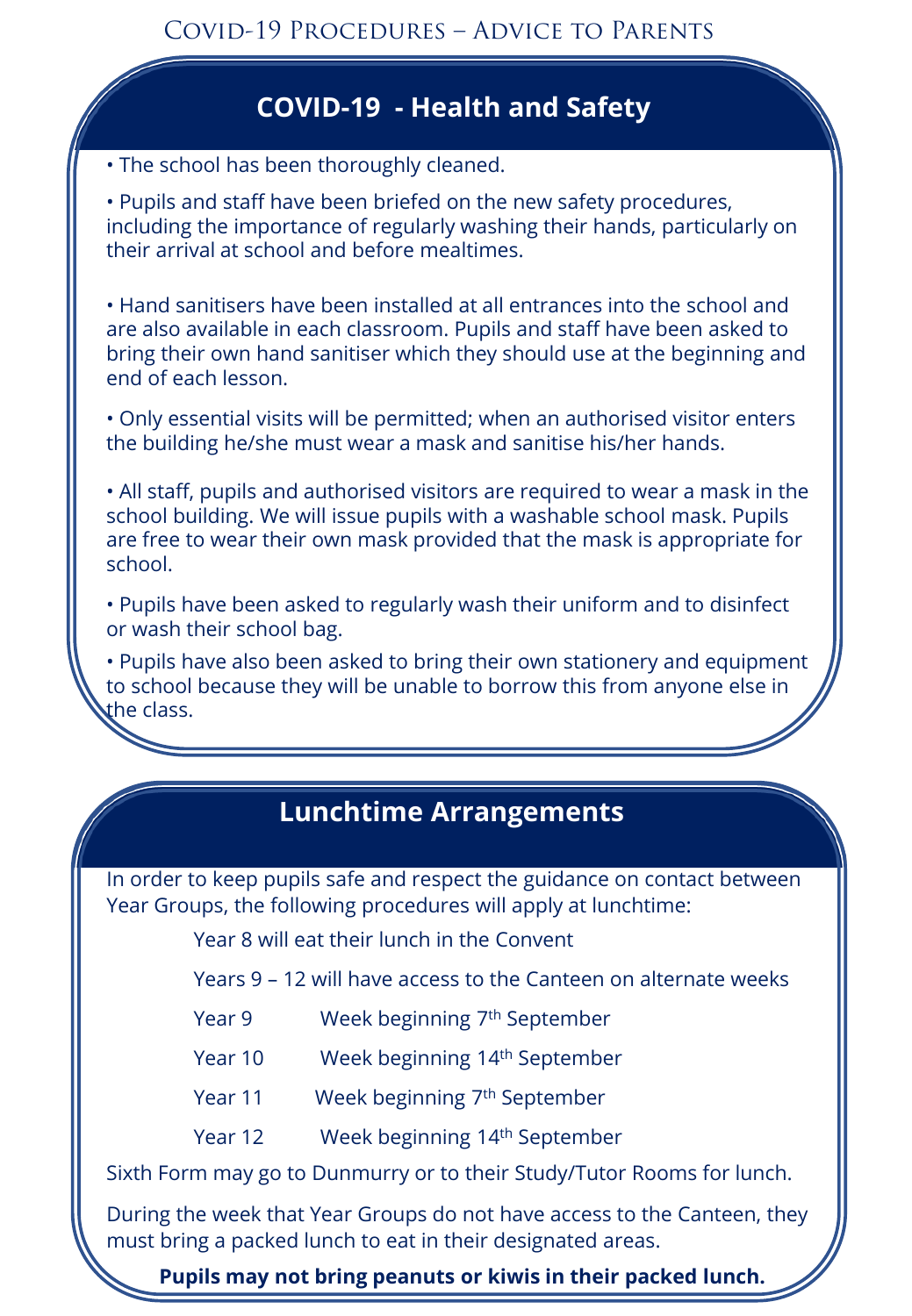## COVID-19 - Health and Safety

- The school has been thoroughly cleaned.
- Pupils and staff have been briefed on the new safety procedures, including the importance of regularly washing their hands, particularly on their arrival at school and before mealtimes.
- Hand sanitisers have been installed at all entrances into the school and are also available in each classroom. Pupils and staff have been asked to bring their own hand sanitiser which they should use at the beginning and end of each lesson.
- Only essential visits will be permitted; when an authorised visitor enters the building he/she must wear a mask and sanitise his/her hands.
- All staff, pupils and authorised visitors are required to wear a mask in the school building. We will issue pupils with a washable school mask. Pupils are free to wear their own mask provided that the mask is appropriate for school.
- Pupils have been asked to regularly wash their uniform and to disinfect or wash their school bag.
- Pupils have also been asked to bring their own stationery and equipment to school because they will be unable to borrow this from anyone else in the class.

## Lunchtime Arrangements

In order to keep pupils safe and respect the guidance on contact between Year Groups, the following procedures will apply at lunchtime:

Year 8 will eat their lunch in the Convent

Years 9 – 12 will have access to the Canteen on alternate weeks

| | |
|---|---|
| Year 9 | Week beginning 7th September |
| Year 10 | Week beginning 14th September |
| Year 11 | Week beginning 7th September |
| Year 12 | Week beginning 14th September |

Sixth Form may go to Dunmurry or to their Study/Tutor Rooms for lunch.

During the week that Year Groups do not have access to the Canteen, they must bring a packed lunch to eat in their designated areas.

**Pupils may not bring peanuts or kiwis in their packed lunch.**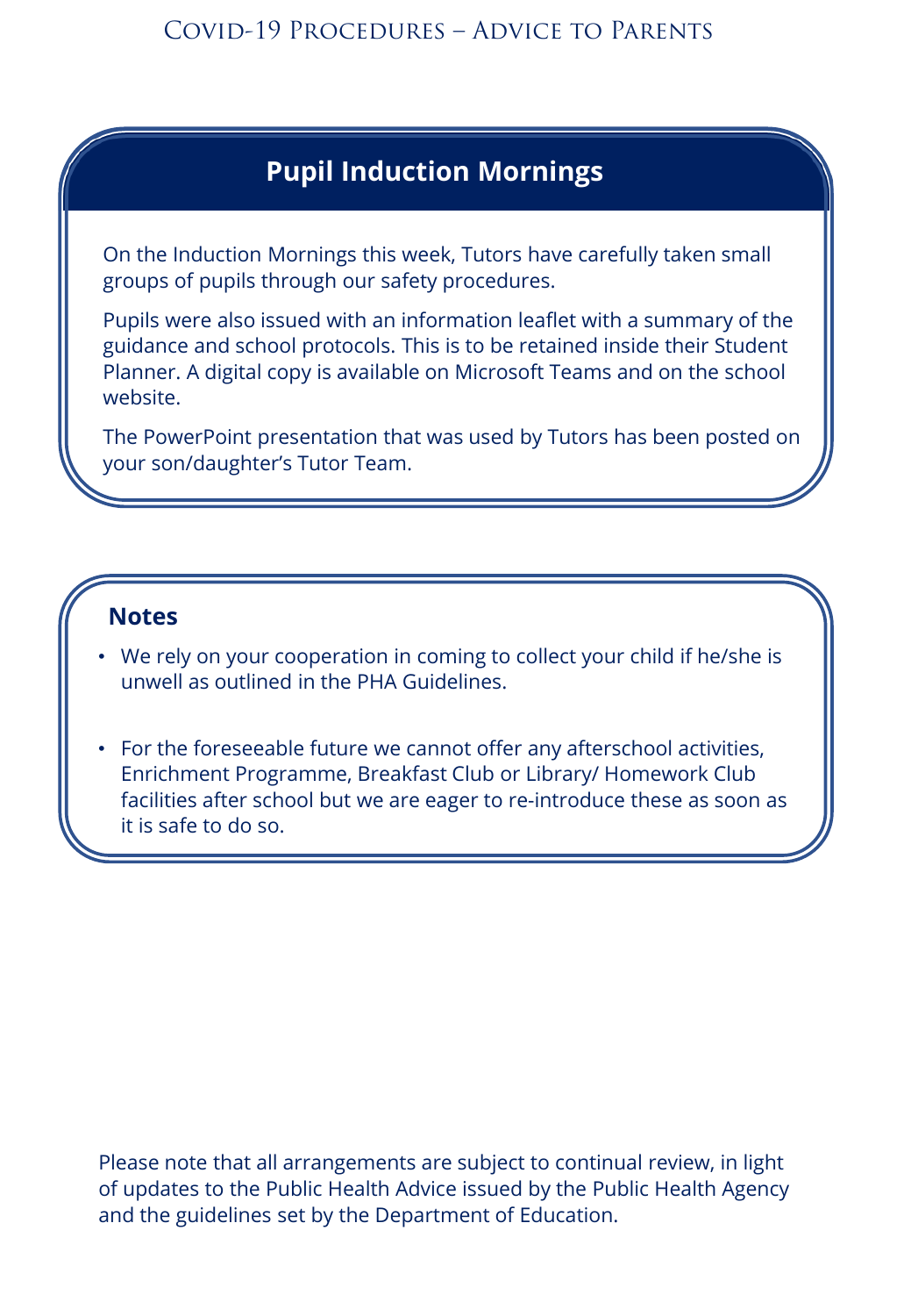## Pupil Induction Mornings

On the Induction Mornings this week, Tutors have carefully taken small groups of pupils through our safety procedures.

Pupils were also issued with an information leaflet with a summary of the guidance and school protocols. This is to be retained inside their Student Planner. A digital copy is available on Microsoft Teams and on the school website.

The PowerPoint presentation that was used by Tutors has been posted on your son/daughter's Tutor Team.

### Notes

- We rely on your cooperation in coming to collect your child if he/she is unwell as outlined in the PHA Guidelines.

- For the foreseeable future we cannot offer any afterschool activities, Enrichment Programme, Breakfast Club or Library/ Homework Club facilities after school but we are eager to re-introduce these as soon as it is safe to do so.

Please note that all arrangements are subject to continual review, in light of updates to the Public Health Advice issued by the Public Health Agency and the guidelines set by the Department of Education.